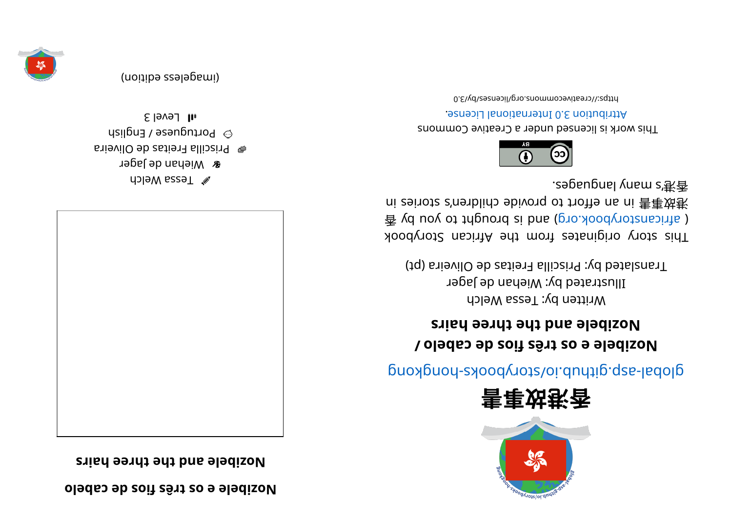# 香港故事書

global-asp.github.io/storybooks-hongkong

## Nozibele e os três fios de cabelo / Nozibele and the three hairs

Written by: Tessa Welch
Illustrated by: Wiehan de Jager
Translated by: Priscilla Freitas de Oliveira (pt)

This story originates from the African Storybook ( africanstorybook.org ) and is brought to you by 香港故事書 in an effort to provide children's stories in 香港's many languages.

This work is licensed under a Creative Commons Attribution 3.0 International License.

https://creativecommons.org/licenses/by/3.0

## Nozibele e os três fios de cabelo

## Nozibele and the three hairs

Tessa Welch
Wiehan de Jager
Priscilla Freitas de Oliveira
Portuguese / English
Level 3

(imageless edition)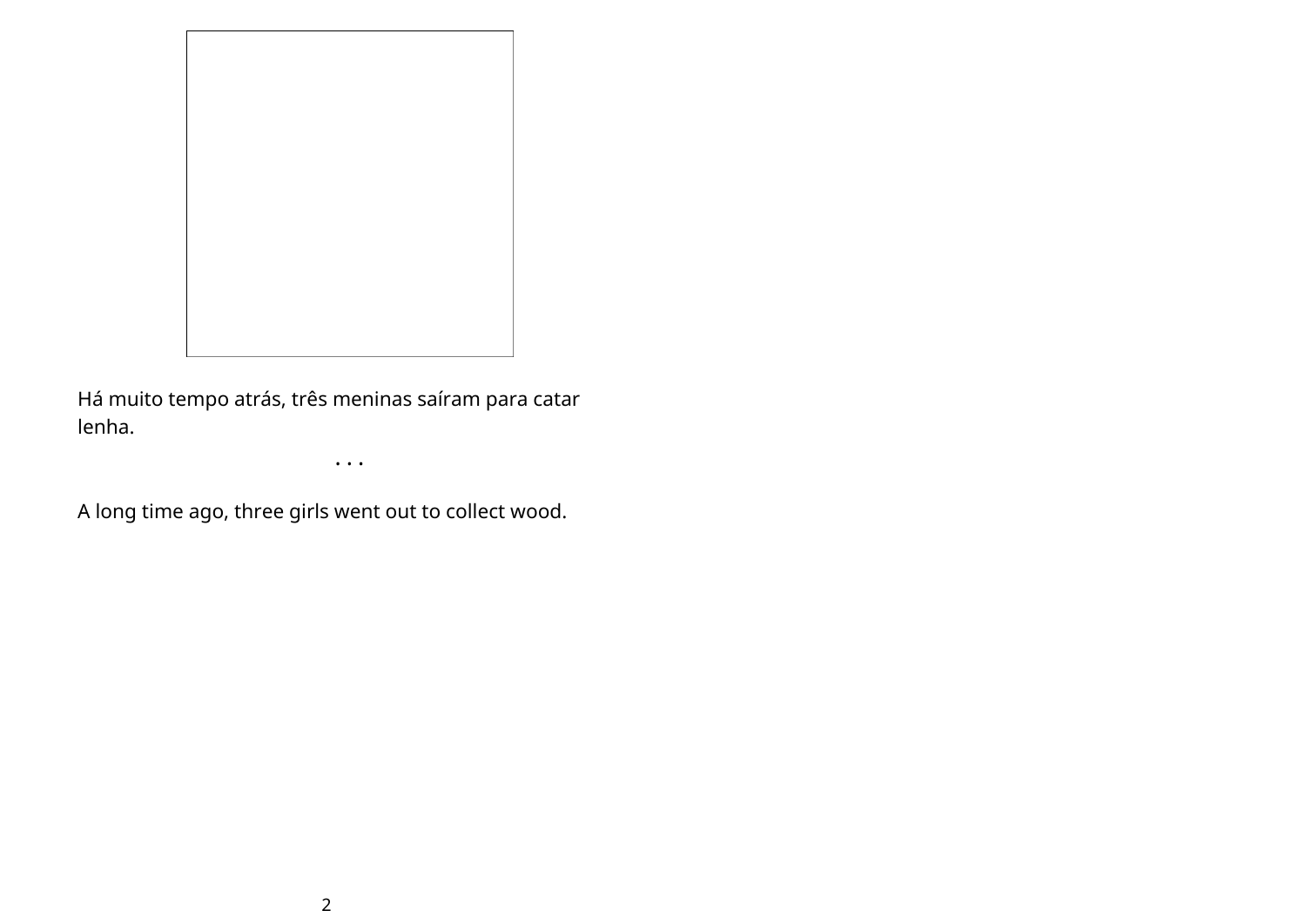Há muito tempo atrás, três meninas saíram para catar lenha.

. . .

A long time ago, three girls went out to collect wood.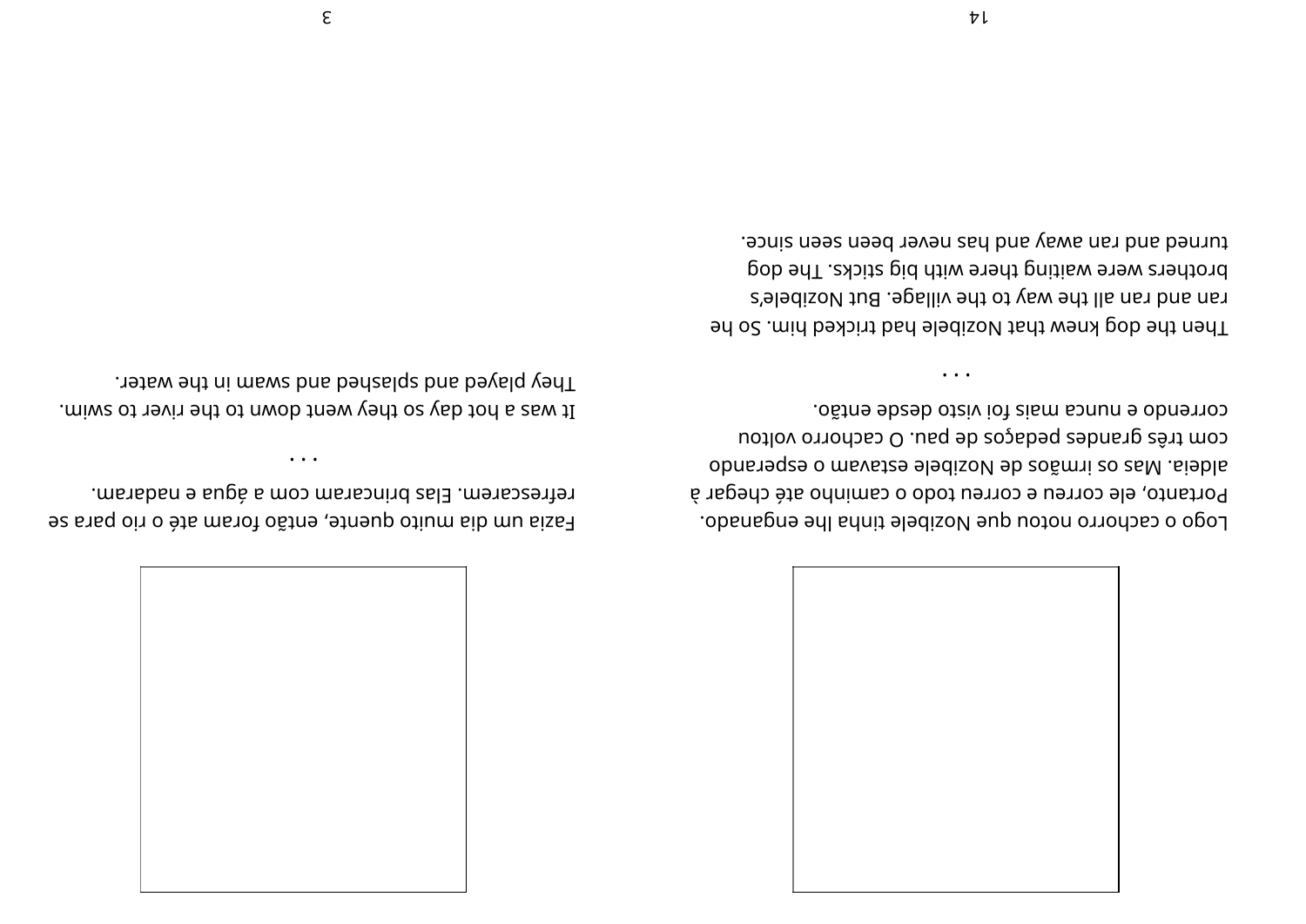Logo o cachorro notou que Nozibele tinha lhe enganado. Portanto, ele correu e correu todo o caminho até chegar à aldeia. Mas os irmãos de Nozibele estavam o esperando com três grandes pedaços de pau. O cachorro voltou correndo e nunca mais foi visto desde então.

• • •

Then the dog knew that Nozibele had tricked him. So he ran and ran all the way to the village. But Nozibele's brothers were waiting there with big sticks. The dog turned and ran away and has never been seen since.

Fazia um dia muito quente, então foram até o rio para se refrescarem. Elas brincaram com a água e nadaram.

• • •

It was a hot day so they went down to the river to swim. They played and splashed and swam in the water.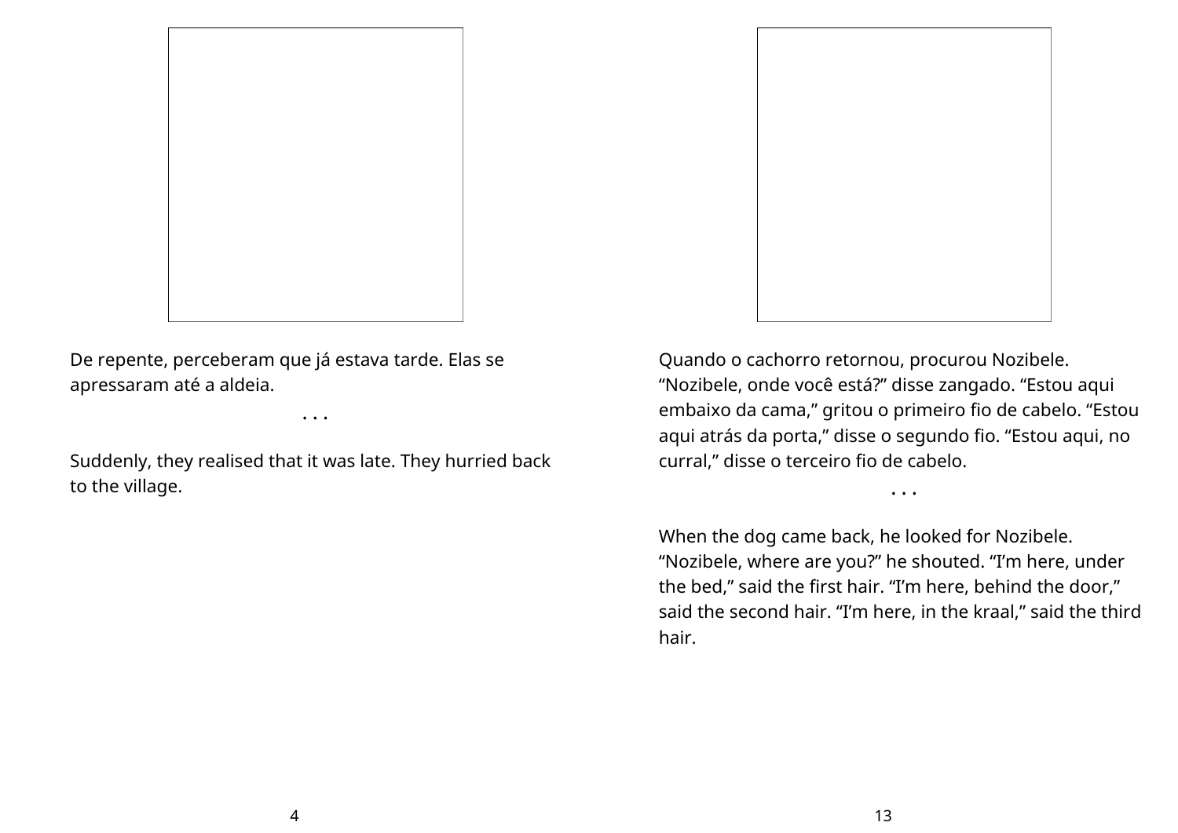De repente, perceberam que já estava tarde. Elas se apressaram até a aldeia.

. . .

Suddenly, they realised that it was late. They hurried back to the village.

Quando o cachorro retornou, procurou Nozibele. “Nozibele, onde você está?” disse zangado. “Estou aqui embaixo da cama,” gritou o primeiro fio de cabelo. “Estou aqui atrás da porta,” disse o segundo fio. “Estou aqui, no curral,” disse o terceiro fio de cabelo.

. . .

When the dog came back, he looked for Nozibele. “Nozibele, where are you?” he shouted. “I’m here, under the bed,” said the first hair. “I’m here, behind the door,” said the second hair. “I’m here, in the kraal,” said the third hair.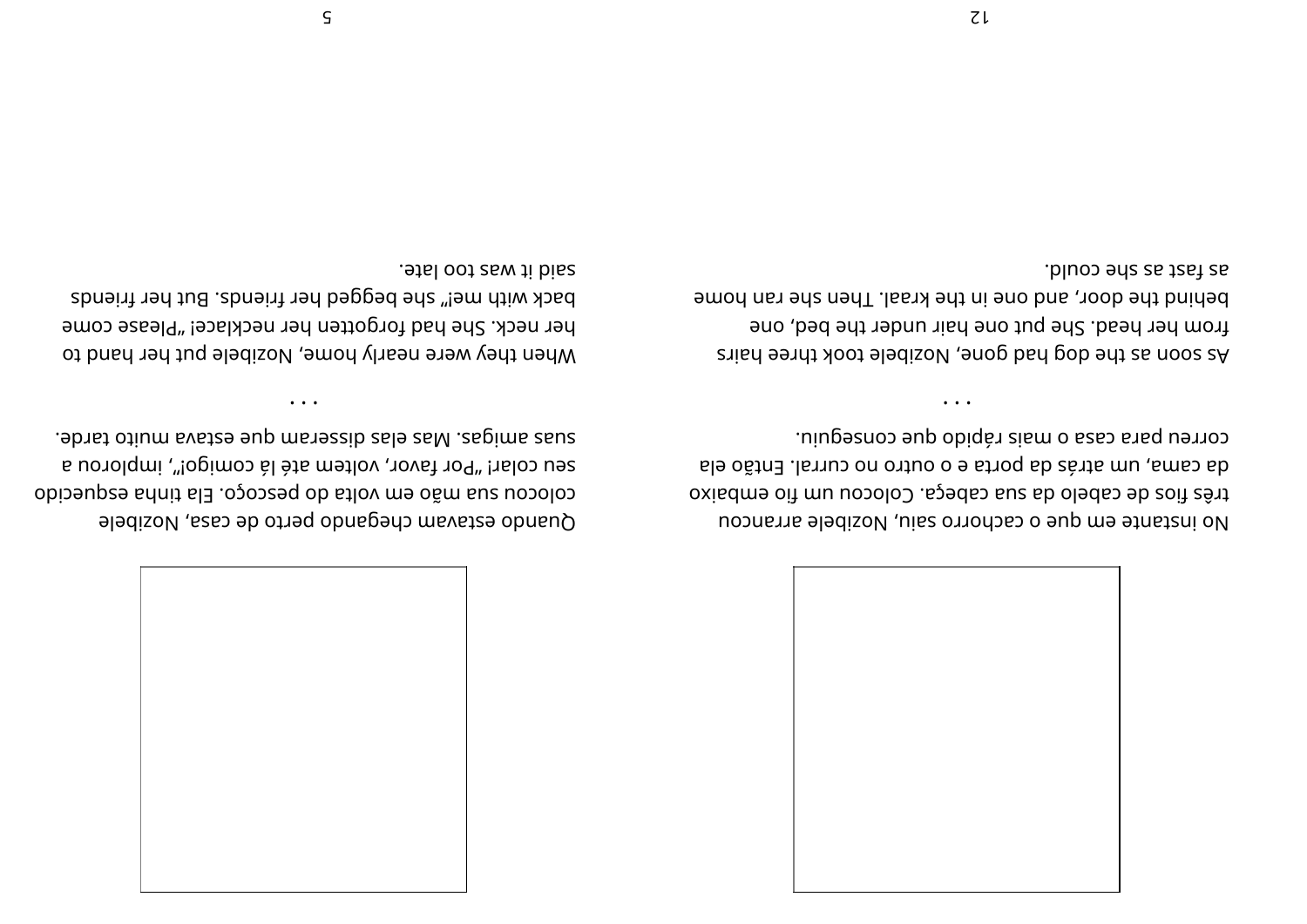No instante em que o cachorro saiu, Nozibele arrancou três fios de cabelo da sua cabeça. Colocou um fio embaixo da cama, um atrás da porta e o outro no curral. Então ela correu para casa o mais rápido que conseguiu.

. . .

As soon as the dog had gone, Nozibele took three hairs from her head. She put one hair under the bed, one behind the door, and one in the kraal. Then she ran home as fast as she could.

Quando estavam chegando perto de casa, Nozibele colocou sua mão em volta do pescoço. Ela tinha esquecido seu colar! "Por favor, voltem até lá comigo!", implorou a suas amigas. Mas elas disseram que estava muito tarde.

. . .

When they were nearly home, Nozibele put her hand to her neck. She had forgotten her necklace! "Please come back with me!" she begged her friends. But her friends said it was too late.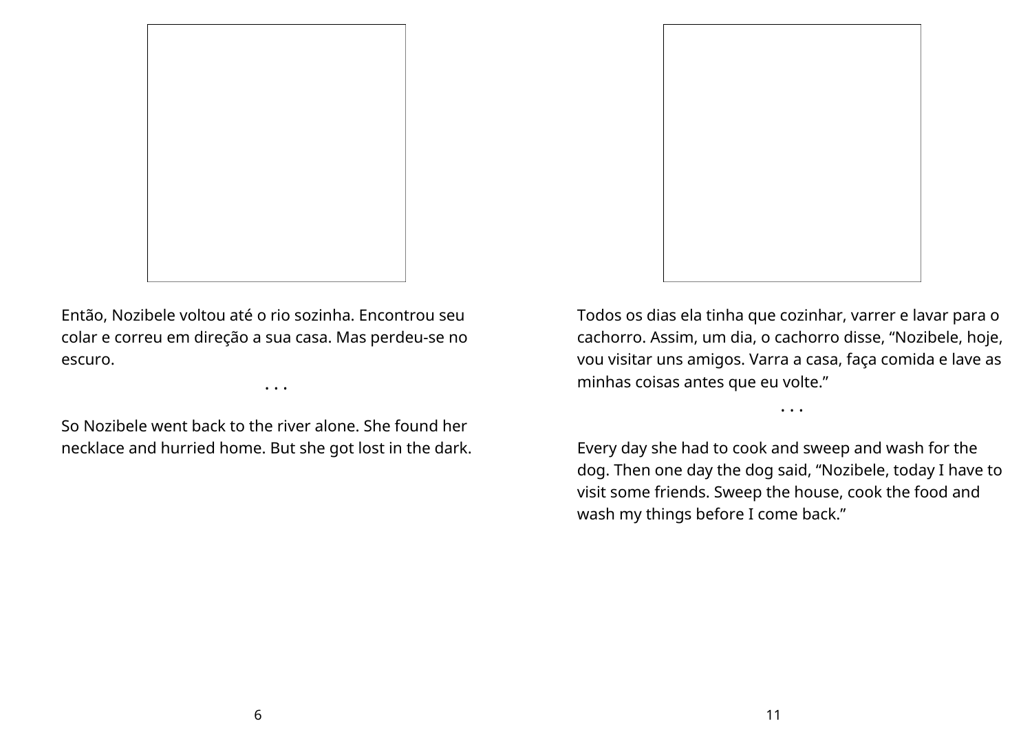Então, Nozibele voltou até o rio sozinha. Encontrou seu colar e correu em direção a sua casa. Mas perdeu-se no escuro.

. . .

So Nozibele went back to the river alone. She found her necklace and hurried home. But she got lost in the dark.

Todos os dias ela tinha que cozinhar, varrer e lavar para o cachorro. Assim, um dia, o cachorro disse, “Nozibele, hoje, vou visitar uns amigos. Varra a casa, faça comida e lave as minhas coisas antes que eu volte.”

. . .

Every day she had to cook and sweep and wash for the dog. Then one day the dog said, “Nozibele, today I have to visit some friends. Sweep the house, cook the food and wash my things before I come back.”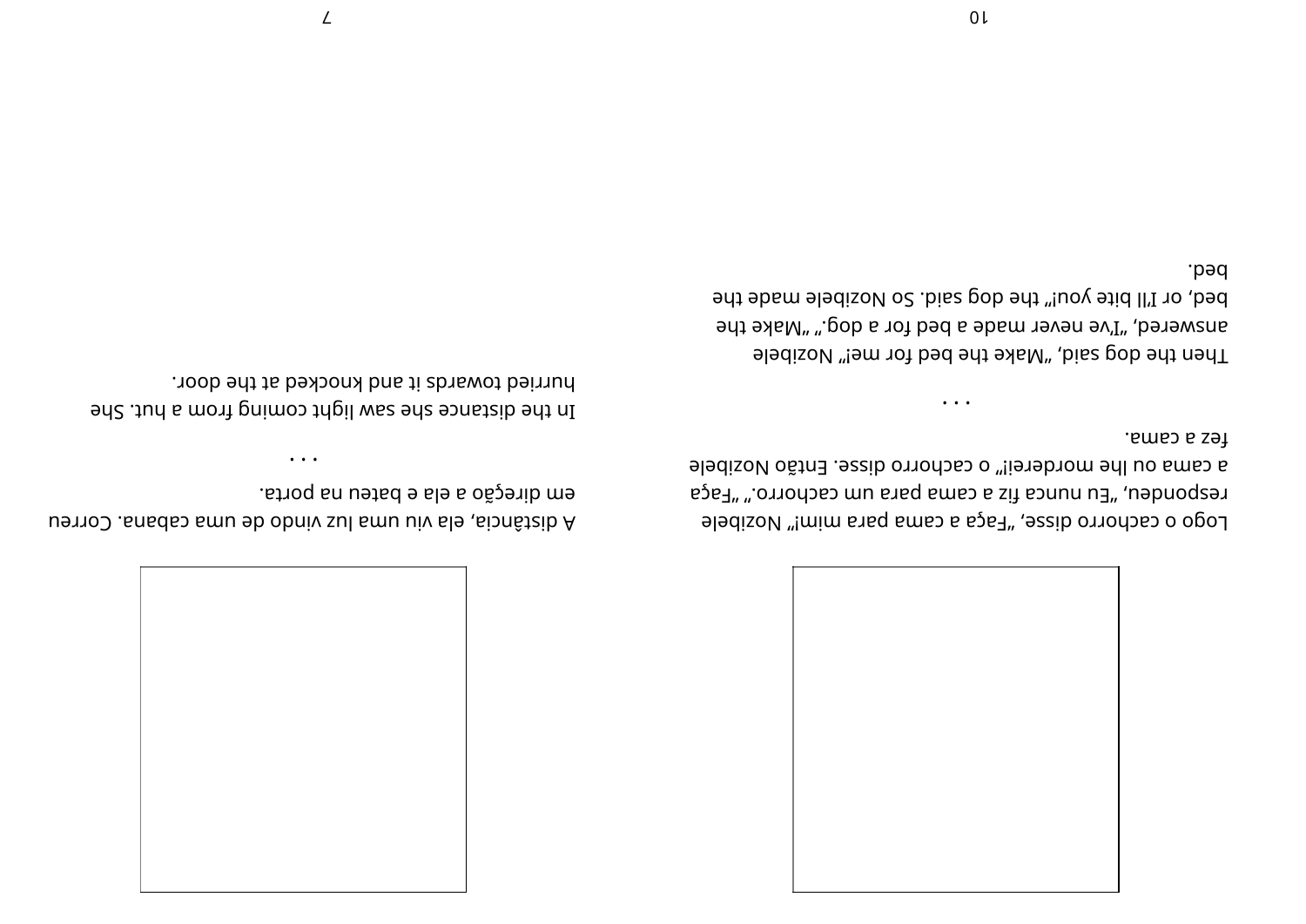Logo o cachorro disse, "Faça a cama para mim!" Nozibele respondeu, "Eu nunca fiz a cama para um cachorro." "Faça a cama ou lhe morderei!" o cachorro disse. Então Nozibele fez a cama.

. . .

Then the dog said, "Make the bed for me!" Nozibele answered, "I've never made a bed for a dog." "Make the bed, or I'll bite you!" the dog said. So Nozibele made the bed.

A distância, ela viu uma luz vindo de uma cabana. Correu em direção a ela e bateu na porta.

. . .

In the distance she saw light coming from a hut. She hurried towards it and knocked at the door.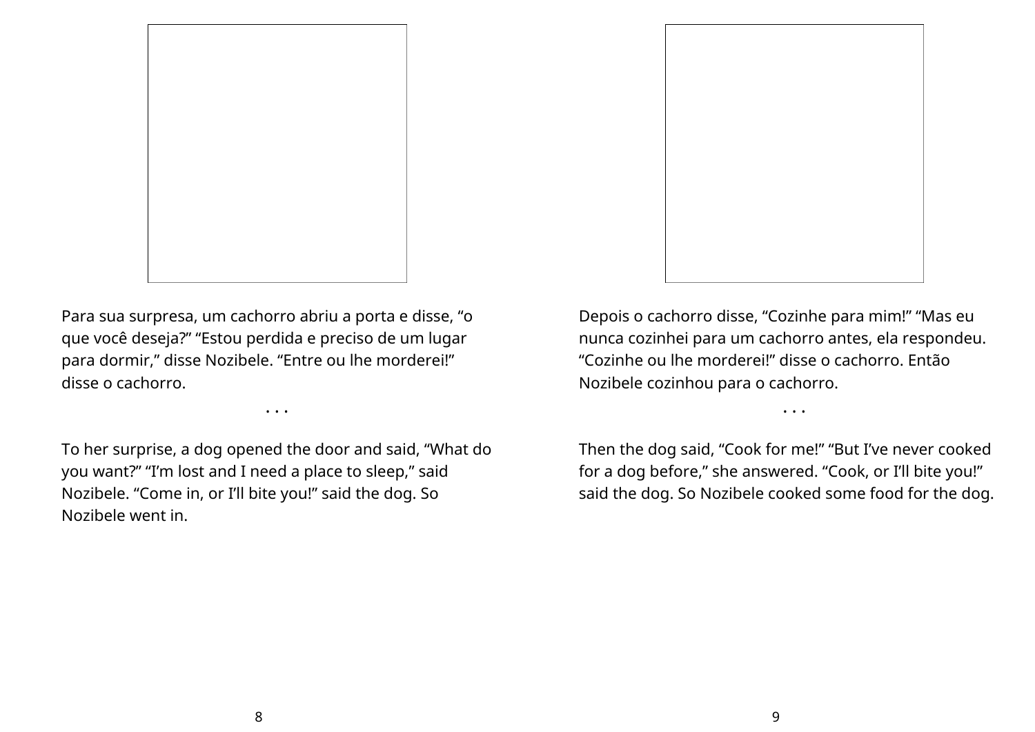Para sua surpresa, um cachorro abriu a porta e disse, “o que você deseja?” “Estou perdida e preciso de um lugar para dormir,” disse Nozibele. “Entre ou lhe morderei!” disse o cachorro.

. . .

To her surprise, a dog opened the door and said, “What do you want?” “I’m lost and I need a place to sleep,” said Nozibele. “Come in, or I’ll bite you!” said the dog. So Nozibele went in.

Depois o cachorro disse, “Cozinhe para mim!” “Mas eu nunca cozinhei para um cachorro antes, ela respondeu. “Cozinhe ou lhe morderei!” disse o cachorro. Então Nozibele cozinhou para o cachorro.

. . .

Then the dog said, “Cook for me!” “But I’ve never cooked for a dog before,” she answered. “Cook, or I’ll bite you!” said the dog. So Nozibele cooked some food for the dog.